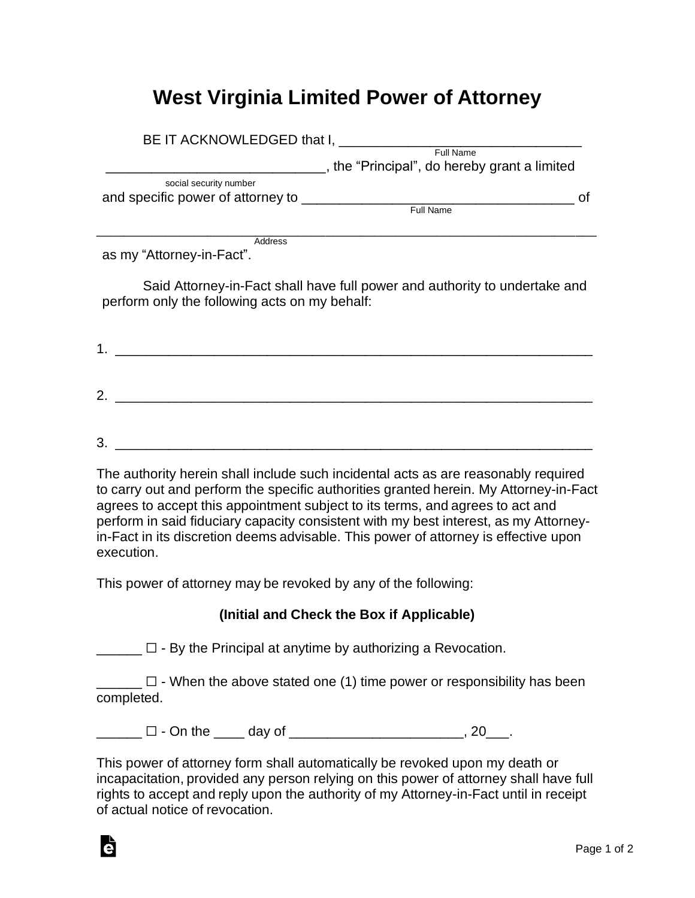# West Virginia Limited Power of Attorney

BE IT ACKNOWLEDGED that I, ________________________________
Full Name

____________________________, the "Principal", do hereby grant a limited
social security number

and specific power of attorney to ___________________________________ of
Full Name

_________________________________________________________________
Address

as my "Attorney-in-Fact".

Said Attorney-in-Fact shall have full power and authority to undertake and perform only the following acts on my behalf:

1. ______________________________________________________________

2. ______________________________________________________________

3. ______________________________________________________________

The authority herein shall include such incidental acts as are reasonably required to carry out and perform the specific authorities granted herein. My Attorney-in-Fact agrees to accept this appointment subject to its terms, and agrees to act and perform in said fiduciary capacity consistent with my best interest, as my Attorney-in-Fact in its discretion deems advisable. This power of attorney is effective upon execution.

This power of attorney may be revoked by any of the following:

**(Initial and Check the Box if Applicable)**

______ ☐ - By the Principal at anytime by authorizing a Revocation.

______ ☐ - When the above stated one (1) time power or responsibility has been completed.

______ ☐ - On the ____ day of _______________________, 20___.

This power of attorney form shall automatically be revoked upon my death or incapacitation, provided any person relying on this power of attorney shall have full rights to accept and reply upon the authority of my Attorney-in-Fact until in receipt of actual notice of revocation.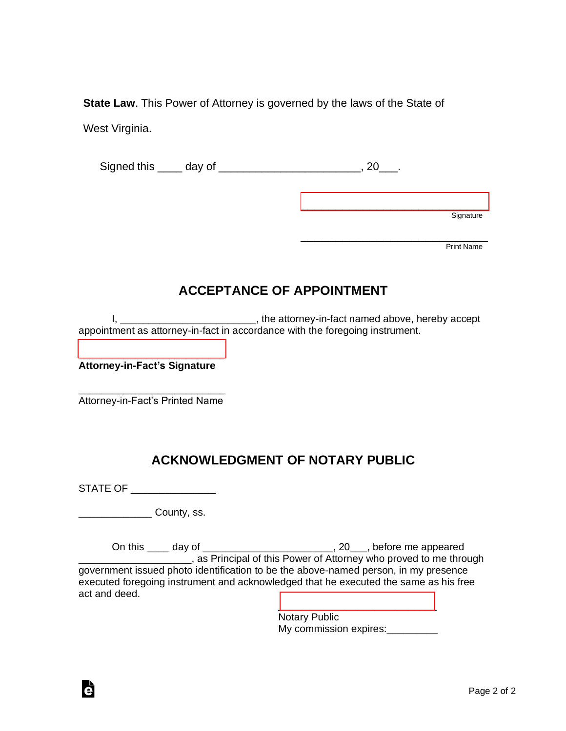**State Law**. This Power of Attorney is governed by the laws of the State of West Virginia.

Signed this ____ day of ______________________, 20___.

_______________________________
Signature

_______________________________
Print Name

## ACCEPTANCE OF APPOINTMENT

I, _______________________, the attorney-in-fact named above, hereby accept appointment as attorney-in-fact in accordance with the foregoing instrument.

_________________________
**Attorney-in-Fact's Signature**

_________________________
Attorney-in-Fact's Printed Name

## ACKNOWLEDGMENT OF NOTARY PUBLIC

STATE OF _______________

_____________ County, ss.

On this ____ day of ______________________, 20___, before me appeared ____________________, as Principal of this Power of Attorney who proved to me through government issued photo identification to be the above-named person, in my presence executed foregoing instrument and acknowledged that he executed the same as his free act and deed.

_________________________
Notary Public
My commission expires:_________